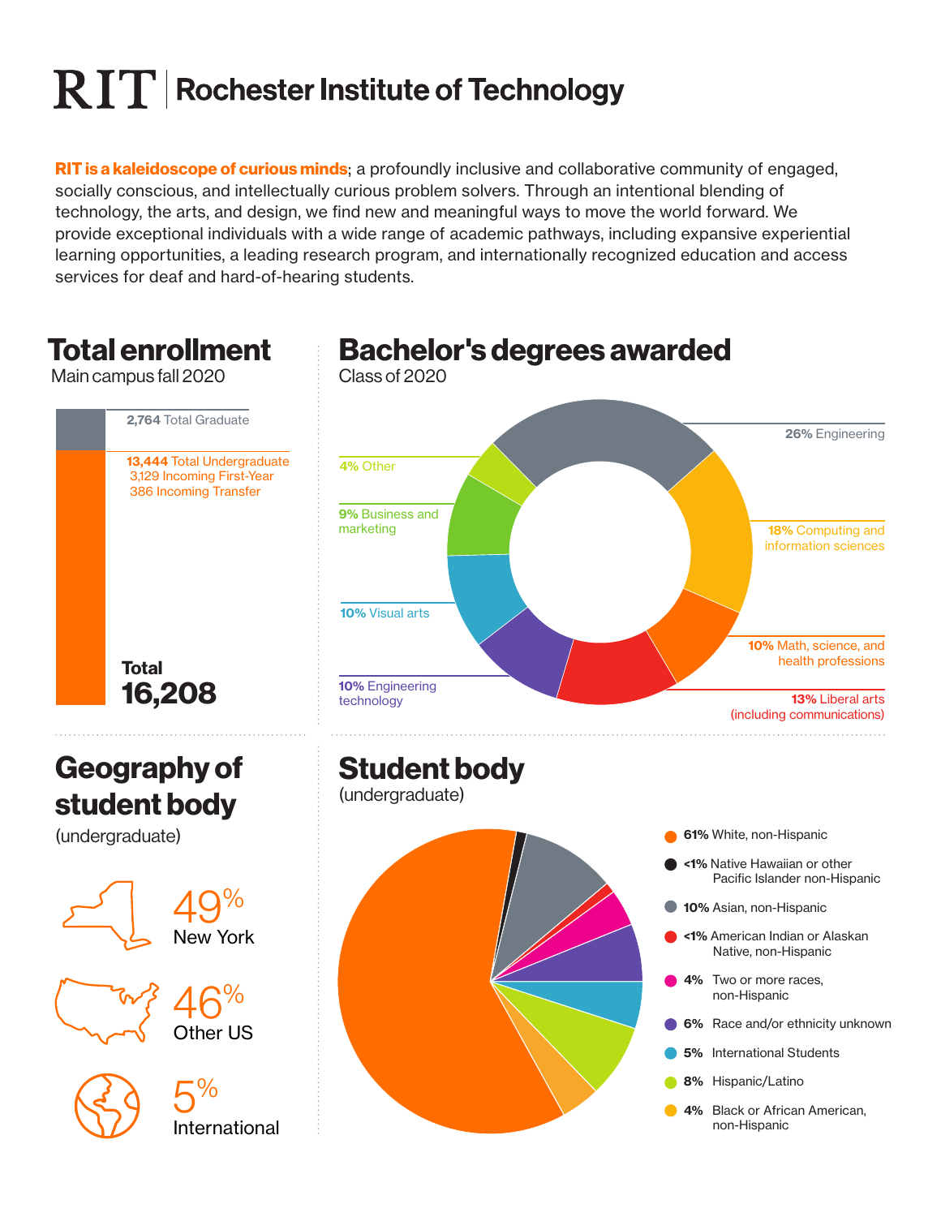# RIT | Rochester Institute of Technology

**RIT is a kaleidoscope of curious minds**; a profoundly inclusive and collaborative community of engaged, socially conscious, and intellectually curious problem solvers. Through an intentional blending of technology, the arts, and design, we find new and meaningful ways to move the world forward. We provide exceptional individuals with a wide range of academic pathways, including expansive experiential learning opportunities, a leading research program, and internationally recognized education and access services for deaf and hard-of-hearing students.

## Total enrollment

Main campus fall 2020

- **2,764** Total Graduate
- **13,444** Total Undergraduate
  - 3,129 Incoming First-Year
  - 386 Incoming Transfer

**Total**
**16,208**

## Bachelor's degrees awarded

Class of 2020

- **26%** Engineering
- **18%** Computing and information sciences
- **10%** Math, science, and health professions
- **13%** Liberal arts (including communications)
- **10%** Engineering technology
- **10%** Visual arts
- **9%** Business and marketing
- **4%** Other

## Geography of student body

(undergraduate)

- 49% New York
- 46% Other US
- 5% International

## Student body

(undergraduate)

- **61%** White, non-Hispanic
- **<1%** Native Hawaiian or other Pacific Islander non-Hispanic
- **10%** Asian, non-Hispanic
- **<1%** American Indian or Alaskan Native, non-Hispanic
- **4%** Two or more races, non-Hispanic
- **6%** Race and/or ethnicity unknown
- **5%** International Students
- **8%** Hispanic/Latino
- **4%** Black or African American, non-Hispanic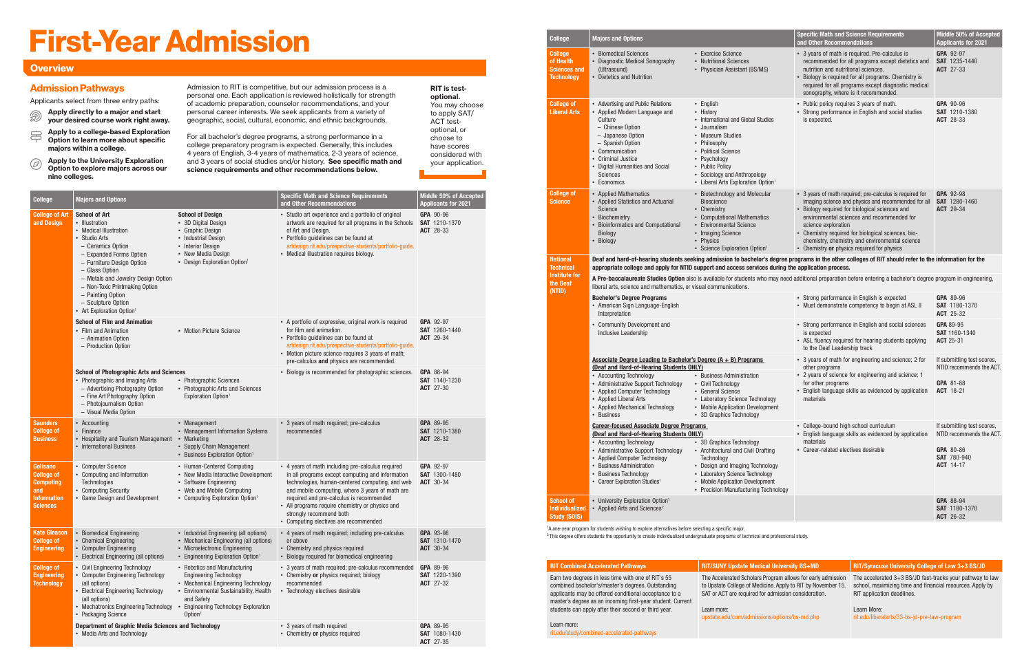# First-Year Admission

## Overview

### Admission Pathways

Applicants select from three entry paths:

- **Apply directly to a major and start your desired course work right away.**
- **Apply to a college-based Exploration Option to learn more about specific majors within a college.**
- **Apply to the University Exploration Option to explore majors across our nine colleges.**

Admission to RIT is competitive, but our admission process is a personal one. Each application is reviewed holistically for strength of academic preparation, counselor recommendations, and your personal career interests. We seek applicants from a variety of geographic, social, cultural, economic, and ethnic backgrounds.

For all bachelor's degree programs, a strong performance in a college preparatory program is expected. Generally, this includes 4 years of English, 3-4 years of mathematics, 2-3 years of science, and 3 years of social studies and/or history. **See specific math and science requirements and other recommendations below.**

**RIT is test-optional.** You may choose to apply SAT/ ACT test-optional, or choose to have scores considered with your application.

| College | Majors and Options | | Specific Math and Science Requirements and Other Recommendations | Middle 50% of Accepted Applicants for 2021 |
|---|---|---|---|---|
| College of Art and Design | **School of Art**<br>• Illustration<br>• Medical Illustration<br>• Studio Arts<br>– Ceramics Option<br>– Expanded Forms Option<br>– Furniture Design Option<br>– Glass Option<br>– Metals and Jewelry Design Option<br>– Non-Toxic Printmaking Option<br>– Painting Option<br>– Sculpture Option<br>• Art Exploration Option[1] | **School of Design**<br>• 3D Digital Design<br>• Graphic Design<br>• Industrial Design<br>• Interior Design<br>• New Media Design<br>• Design Exploration Option[1] | • Studio art experience and a portfolio of original artwork are required for all programs in the Schools of Art and Design.<br>• Portfolio guidelines can be found at artdesign.rit.edu/prospective-students/portfolio-guide.<br>• Medical illustration requires biology. | GPA 90-96<br>SAT 1210-1370<br>ACT 28-33 |
| | **School of Film and Animation**<br>• Film and Animation<br>– Animation Option<br>– Production Option | • Motion Picture Science | • A portfolio of expressive, original work is required for film and animation.<br>• Portfolio guidelines can be found at artdesign.rit.edu/prospective-students/portfolio-guide.<br>• Motion picture science requires 3 years of math; pre-calculus **and** physics are recommended. | GPA 92-97<br>SAT 1260-1440<br>ACT 29-34 |
| | **School of Photographic Arts and Sciences**<br>• Photographic and Imaging Arts<br>– Advertising Photography Option<br>– Fine Art Photography Option<br>– Photojournalism Option<br>– Visual Media Option | • Photographic Sciences<br>• Photographic Arts and Sciences Exploration Option[1] | • Biology is recommended for photographic sciences. | GPA 88-94<br>SAT 1140-1230<br>ACT 27-30 |
| Saunders College of Business | • Accounting<br>• Finance<br>• Hospitality and Tourism Management<br>• International Business | • Management<br>• Management Information Systems<br>• Marketing<br>• Supply Chain Management<br>• Business Exploration Option[1] | • 3 years of math required; pre-calculus recommended | GPA 89-95<br>SAT 1210-1380<br>ACT 28-32 |
| Golisano College of Computing and Information Sciences | • Computer Science<br>• Computing and Information Technologies<br>• Computing Security<br>• Game Design and Development | • Human-Centered Computing<br>• New Media Interactive Development<br>• Software Engineering<br>• Web and Mobile Computing<br>• Computing Exploration Option[1] | • 4 years of math including pre-calculus required in all programs except computing and information technologies, human-centered computing, and web and mobile computing, where 3 years of math are required and pre-calculus is recommended<br>• All programs require chemistry or physics and strongly recommend both<br>• Computing electives are recommended | GPA 92-97<br>SAT 1300-1480<br>ACT 30-34 |
| Kate Gleason College of Engineering | • Biomedical Engineering<br>• Chemical Engineering<br>• Computer Engineering<br>• Electrical Engineering (all options) | • Industrial Engineering (all options)<br>• Mechanical Engineering (all options)<br>• Microelectronic Engineering<br>• Engineering Exploration Option[1] | • 4 years of math required; including pre-calculus or above<br>• Chemistry and physics required<br>• Biology required for biomedical engineering | GPA 93-98<br>SAT 1310-1470<br>ACT 30-34 |
| College of Engineering Technology | • Civil Engineering Technology<br>• Computer Engineering Technology (all options)<br>• Electrical Engineering Technology (all options)<br>• Mechatronics Engineering Technology<br>• Packaging Science | • Robotics and Manufacturing Engineering Technology<br>• Mechanical Engineering Technology<br>• Environmental Sustainability, Health and Safety<br>• Engineering Technology Exploration Option[1] | • 3 years of math required; pre-calculus recommended<br>• Chemistry **or** physics required; biology recommended<br>• Technology electives desirable | GPA 89-96<br>SAT 1220-1390<br>ACT 27-32 |
| | **Department of Graphic Media Sciences and Technology**<br>• Media Arts and Technology | | • 3 years of math required<br>• Chemistry **or** physics required | GPA 89-95<br>SAT 1080-1430<br>ACT 27-35 |
| College of Health Sciences and Technology | • Biomedical Sciences<br>• Diagnostic Medical Sonography (Ultrasound)<br>• Dietetics and Nutrition | • Exercise Science<br>• Nutritional Sciences<br>• Physician Assistant (BS/MS) | • 3 years of math is required. Pre-calculus is recommended for all programs except dietetics and nutrition and nutritional sciences.<br>• Biology is required for all programs. Chemistry is required for all programs except diagnostic medical sonography, where it is recommended. | GPA 92-97<br>SAT 1235-1440<br>ACT 27-33 |
| College of Liberal Arts | • Advertising and Public Relations<br>• Applied Modern Language and Culture<br>– Chinese Option<br>– Japanese Option<br>– Spanish Option<br>• Communication<br>• Criminal Justice<br>• Digital Humanities and Social Sciences<br>• Economics | • English<br>• History<br>• International and Global Studies<br>• Journalism<br>• Museum Studies<br>• Philosophy<br>• Political Science<br>• Psychology<br>• Public Policy<br>• Sociology and Anthropology<br>• Liberal Arts Exploration Option[1] | • Public policy requires 3 years of math.<br>• Strong performance in English and social studies is expected. | GPA 90-96<br>SAT 1210-1380<br>ACT 28-33 |
| College of Science | • Applied Mathematics<br>• Applied Statistics and Actuarial Science<br>• Biochemistry<br>• Bioinformatics and Computational Biology<br>• Biology | • Biotechnology and Molecular Bioscience<br>• Chemistry<br>• Computational Mathematics<br>• Environmental Science<br>• Imaging Science<br>• Physics<br>• Science Exploration Option[1] | • 3 years of math required; pre-calculus is required for imaging science and physics and recommended for all<br>• Biology required for biological sciences and environmental sciences and recommended for science exploration<br>• Chemistry required for biological sciences, bio-chemistry, chemistry and environmental science<br>• Chemistry **or** physics required for physics | GPA 92-98<br>SAT 1280-1460<br>ACT 29-34 |
| National Technical Institute for the Deaf (NTID) | **Deaf and hard-of-hearing students seeking admission to bachelor's degree programs in the other colleges of RIT should refer to the information for the appropriate college and apply for NTID support and access services during the application process.**<br><br>**A Pre-baccalaureate Studies Option** also is available for students who may need additional preparation before entering a bachelor's degree program in engineering, liberal arts, science and mathematics, or visual communications. | | | |
| | **Bachelor's Degree Programs**<br>• American Sign Language-English Interpretation | | • Strong performance in English is expected<br>• Must demonstrate competency to begin at ASL II | GPA 89-96<br>SAT 1180-1370<br>ACT 25-32 |
| | • Community Development and Inclusive Leadership | | • Strong performance in English and social sciences is expected<br>• ASL fluency required for hearing students applying to the Deaf Leadership track | GPA 89-95<br>SAT 1160-1340<br>ACT 25-31 |
| | **Associate Degree Leading to Bachelor's Degree (A + B) Programs (Deaf and Hard-of-Hearing Students ONLY)**<br>• Accounting Technology<br>• Administrative Support Technology<br>• Applied Computer Technology<br>• Applied Liberal Arts<br>• Applied Mechanical Technology<br>• Business | • Business Administration<br>• Civil Technology<br>• General Science<br>• Laboratory Science Technology<br>• Mobile Application Development<br>• 3D Graphics Technology | • 3 years of math for engineering and science; 2 for other programs<br>• 2 years of science for engineering and science; 1 for other programs<br>• English language skills as evidenced by application materials | If submitting test scores, NTID recommends the ACT.<br>GPA 81-88<br>ACT 18-21 |
| | **Career-focused Associate Degree Programs (Deaf and Hard-of-Hearing Students ONLY)**<br>• Accounting Technology<br>• Administrative Support Technology<br>• Applied Computer Technology<br>• Business Administration<br>• Business Technology<br>• Career Exploration Studies[1] | • 3D Graphics Technology<br>• Architectural and Civil Drafting Technology<br>• Design and Imaging Technology<br>• Laboratory Science Technology<br>• Mobile Application Development<br>• Precision Manufacturing Technology | • College-bound high school curriculum<br>• English language skills as evidenced by application materials<br>• Career-related electives desirable | If submitting test scores, NTID recommends the ACT.<br>GPA 80-86<br>SAT 780-940<br>ACT 14-17 |
| School of Individualized Study (SOIS) | • University Exploration Option[1]<br>• Applied Arts and Sciences[2] | | | GPA 88-94<br>SAT 1180-1370<br>ACT 26-32 |

[1] A one-year program for students wishing to explore alternatives before selecting a specific major.

[2] This degree offers students the opportunity to create individualized undergraduate programs of technical and professional study.

### RIT Combined Accelerated Pathways

Earn two degrees in less time with one of RIT's 55 combined bachelor's/master's degrees. Outstanding applicants may be offered conditional acceptance to a master's degree as an incoming first-year student. Current students can apply after their second or third year.

Learn more:
rit.edu/study/combined-accelerated-pathways

### RIT/SUNY Upstate Medical University BS+MD

The Accelerated Scholars Program allows for early admission to Upstate College of Medicine. Apply to RIT by November 15. SAT or ACT are required for admission consideration.

Learn more:
upstate.edu/com/admissions/options/bs-md.php

### RIT/Syracuse University College of Law 3+3 BS/JD

The accelerated 3+3 BS/JD fast-tracks your pathway to law school, maximizing time and financial resources. Apply by RIT application deadlines.

Learn More:
rit.edu/liberalarts/33-bs-jd-pre-law-program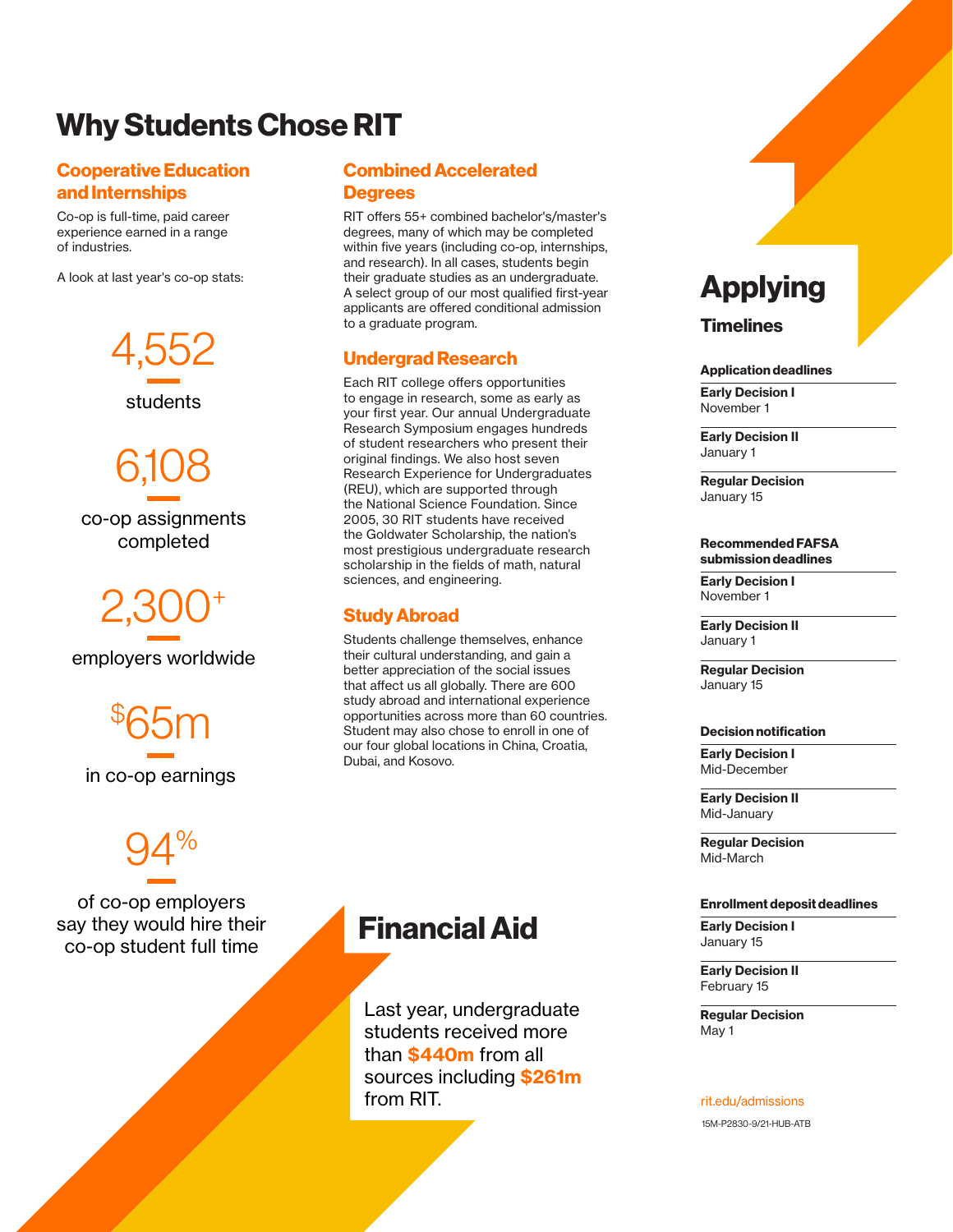# Why Students Chose RIT

## Cooperative Education and Internships

Co-op is full-time, paid career experience earned in a range of industries.

A look at last year's co-op stats:

4,552

students

6,108

co-op assignments completed

2,300+

employers worldwide

$65m

in co-op earnings

94%

of co-op employers say they would hire their co-op student full time

## Combined Accelerated Degrees

RIT offers 55+ combined bachelor's/master's degrees, many of which may be completed within five years (including co-op, internships, and research). In all cases, students begin their graduate studies as an undergraduate. A select group of our most qualified first-year applicants are offered conditional admission to a graduate program.

## Undergrad Research

Each RIT college offers opportunities to engage in research, some as early as your first year. Our annual Undergraduate Research Symposium engages hundreds of student researchers who present their original findings. We also host seven Research Experience for Undergraduates (REU), which are supported through the National Science Foundation. Since 2005, 30 RIT students have received the Goldwater Scholarship, the nation's most prestigious undergraduate research scholarship in the fields of math, natural sciences, and engineering.

## Study Abroad

Students challenge themselves, enhance their cultural understanding, and gain a better appreciation of the social issues that affect us all globally. There are 600 study abroad and international experience opportunities across more than 60 countries. Student may also chose to enroll in one of our four global locations in China, Croatia, Dubai, and Kosovo.

# Financial Aid

Last year, undergraduate students received more than **$440m** from all sources including **$261m** from RIT.

# Applying

## Timelines

### Application deadlines

**Early Decision I**
November 1

**Early Decision II**
January 1

**Regular Decision**
January 15

### Recommended FAFSA submission deadlines

**Early Decision I**
November 1

**Early Decision II**
January 1

**Regular Decision**
January 15

### Decision notification

**Early Decision I**
Mid-December

**Early Decision II**
Mid-January

**Regular Decision**
Mid-March

### Enrollment deposit deadlines

**Early Decision I**
January 15

**Early Decision II**
February 15

**Regular Decision**
May 1

rit.edu/admissions

15M-P2830-9/21-HUB-ATB